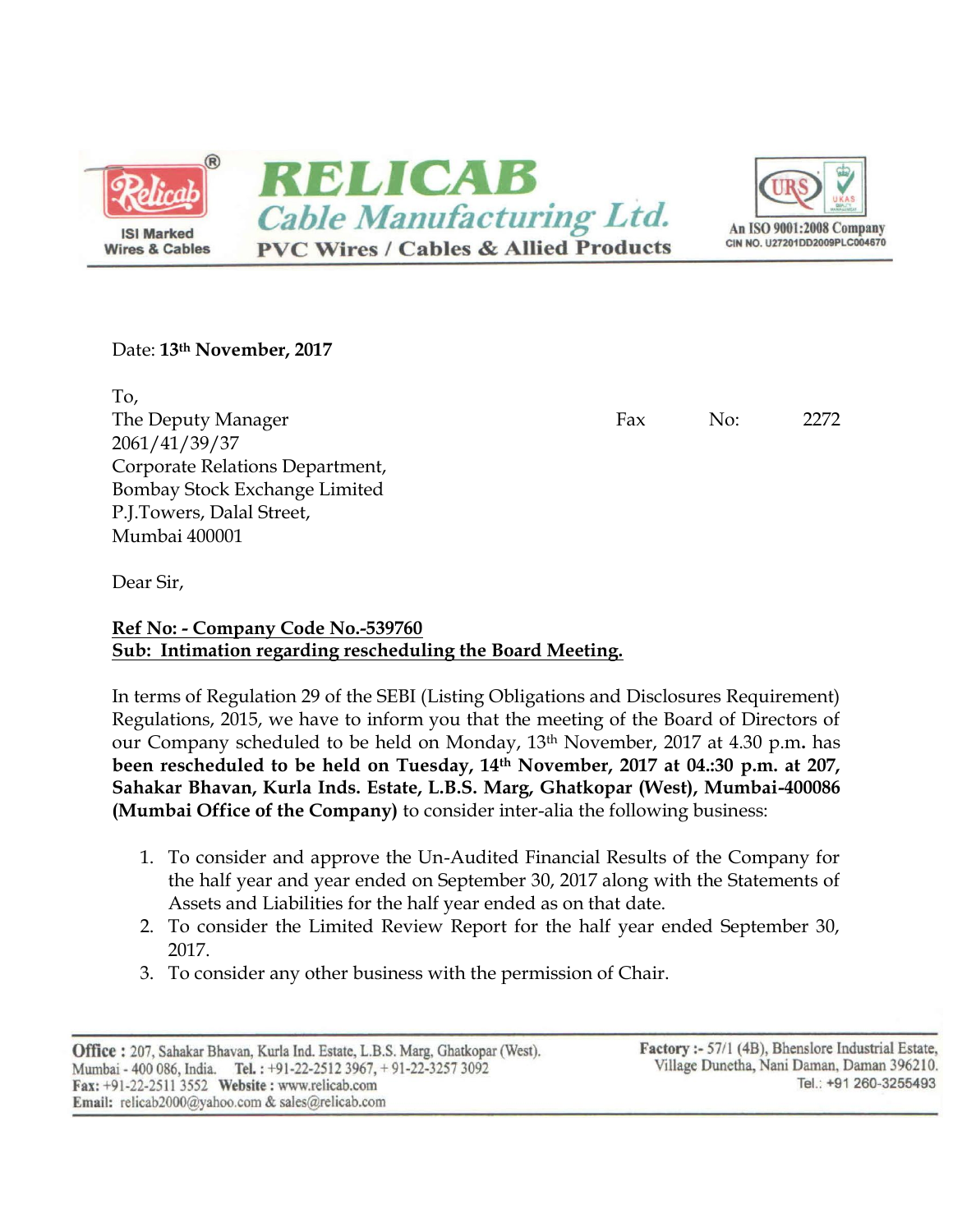**RELICAB**
**Cable Manufacturing Ltd.**
**PVC Wires / Cables & Allied Products**

ISI Marked Wires & Cables

An ISO 9001:2008 Company
CIN NO. U27201DD2009PLC004670

Date: **13th November, 2017**

To,
The Deputy Manager                                                  Fax No: 2272 2061/41/39/37
Corporate Relations Department,
Bombay Stock Exchange Limited
P.J.Towers, Dalal Street,
Mumbai 400001

Dear Sir,

**Ref No: - Company Code No.-539760**
**Sub: Intimation regarding rescheduling the Board Meeting.**

In terms of Regulation 29 of the SEBI (Listing Obligations and Disclosures Requirement) Regulations, 2015, we have to inform you that the meeting of the Board of Directors of our Company scheduled to be held on Monday, 13th November, 2017 at 4.30 p.m**.** has **been rescheduled to be held on Tuesday, 14th November, 2017 at 04.:30 p.m. at 207, Sahakar Bhavan, Kurla Inds. Estate, L.B.S. Marg, Ghatkopar (West), Mumbai-400086 (Mumbai Office of the Company)** to consider inter-alia the following business:

1. To consider and approve the Un-Audited Financial Results of the Company for the half year and year ended on September 30, 2017 along with the Statements of Assets and Liabilities for the half year ended as on that date.
2. To consider the Limited Review Report for the half year ended September 30, 2017.
3. To consider any other business with the permission of Chair.

**Office :** 207, Sahakar Bhavan, Kurla Ind. Estate, L.B.S. Marg, Ghatkopar (West). Mumbai - 400 086, India. **Tel. :** +91-22-2512 3967, + 91-22-3257 3092
**Fax:** +91-22-2511 3552 **Website :** www.relicab.com
**Email:** relicab2000@yahoo.com & sales@relicab.com

**Factory :-** 57/1 (4B), Bhenslore Industrial Estate, Village Dunetha, Nani Daman, Daman 396210.
Tel.: +91 260-3255493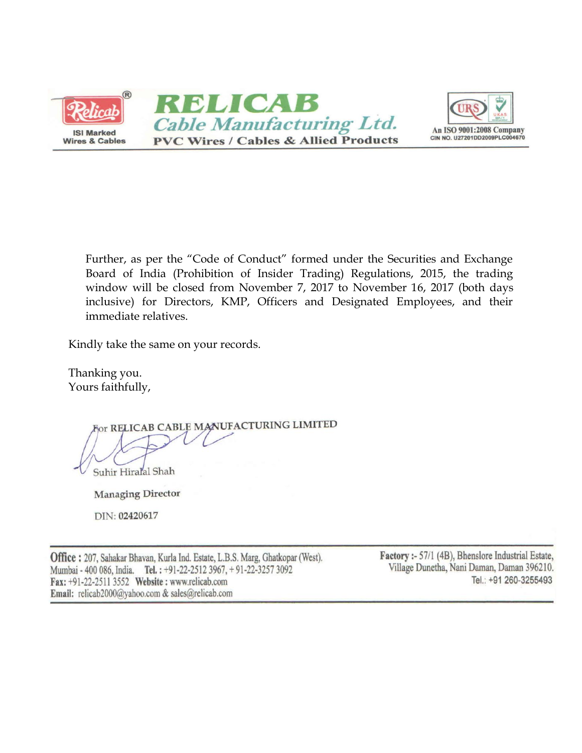Further, as per the "Code of Conduct" formed under the Securities and Exchange Board of India (Prohibition of Insider Trading) Regulations, 2015, the trading window will be closed from November 7, 2017 to November 16, 2017 (both days inclusive) for Directors, KMP, Officers and Designated Employees, and their immediate relatives.

Kindly take the same on your records.

Thanking you.
Yours faithfully,

For RELICAB CABLE MANUFACTURING LIMITED

Suhir Hiralal Shah

Managing Director

DIN: 02420617